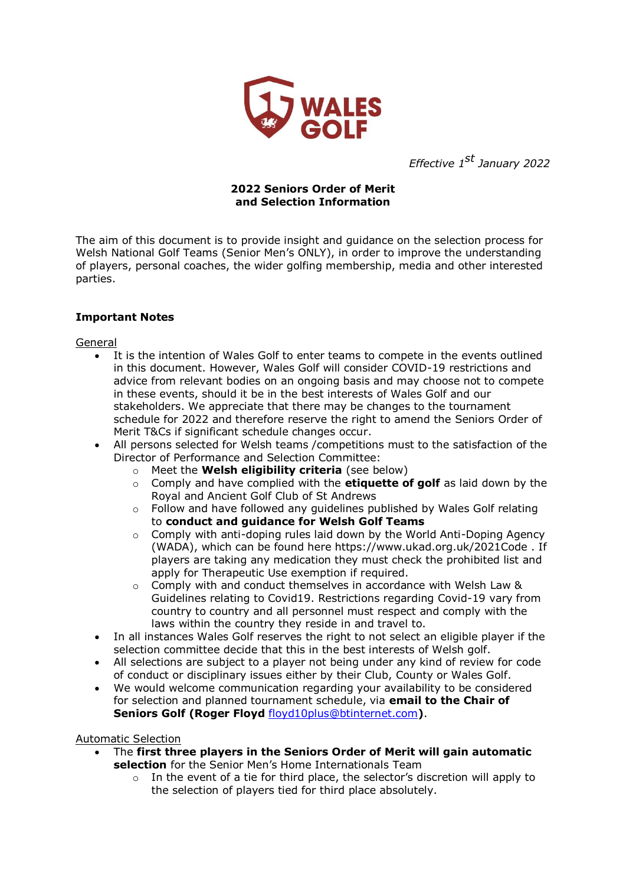*Effective 1st January 2022*

# 2022 Seniors Order of Merit and Selection Information

The aim of this document is to provide insight and guidance on the selection process for Welsh National Golf Teams (Senior Men's ONLY), in order to improve the understanding of players, personal coaches, the wider golfing membership, media and other interested parties.

## Important Notes

General

- It is the intention of Wales Golf to enter teams to compete in the events outlined in this document. However, Wales Golf will consider COVID-19 restrictions and advice from relevant bodies on an ongoing basis and may choose not to compete in these events, should it be in the best interests of Wales Golf and our stakeholders. We appreciate that there may be changes to the tournament schedule for 2022 and therefore reserve the right to amend the Seniors Order of Merit T&Cs if significant schedule changes occur.
- All persons selected for Welsh teams /competitions must to the satisfaction of the Director of Performance and Selection Committee:
  - Meet the **Welsh eligibility criteria** (see below)
  - Comply and have complied with the **etiquette of golf** as laid down by the Royal and Ancient Golf Club of St Andrews
  - Follow and have followed any guidelines published by Wales Golf relating to **conduct and guidance for Welsh Golf Teams**
  - Comply with anti-doping rules laid down by the World Anti-Doping Agency (WADA), which can be found here https://www.ukad.org.uk/2021Code . If players are taking any medication they must check the prohibited list and apply for Therapeutic Use exemption if required.
  - Comply with and conduct themselves in accordance with Welsh Law & Guidelines relating to Covid19. Restrictions regarding Covid-19 vary from country to country and all personnel must respect and comply with the laws within the country they reside in and travel to.
- In all instances Wales Golf reserves the right to not select an eligible player if the selection committee decide that this in the best interests of Welsh golf.
- All selections are subject to a player not being under any kind of review for code of conduct or disciplinary issues either by their Club, County or Wales Golf.
- We would welcome communication regarding your availability to be considered for selection and planned tournament schedule, via **email to the Chair of Seniors Golf (Roger Floyd** floyd10plus@btinternet.com**)**.

Automatic Selection

- The **first three players in the Seniors Order of Merit will gain automatic selection** for the Senior Men's Home Internationals Team
  - In the event of a tie for third place, the selector's discretion will apply to the selection of players tied for third place absolutely.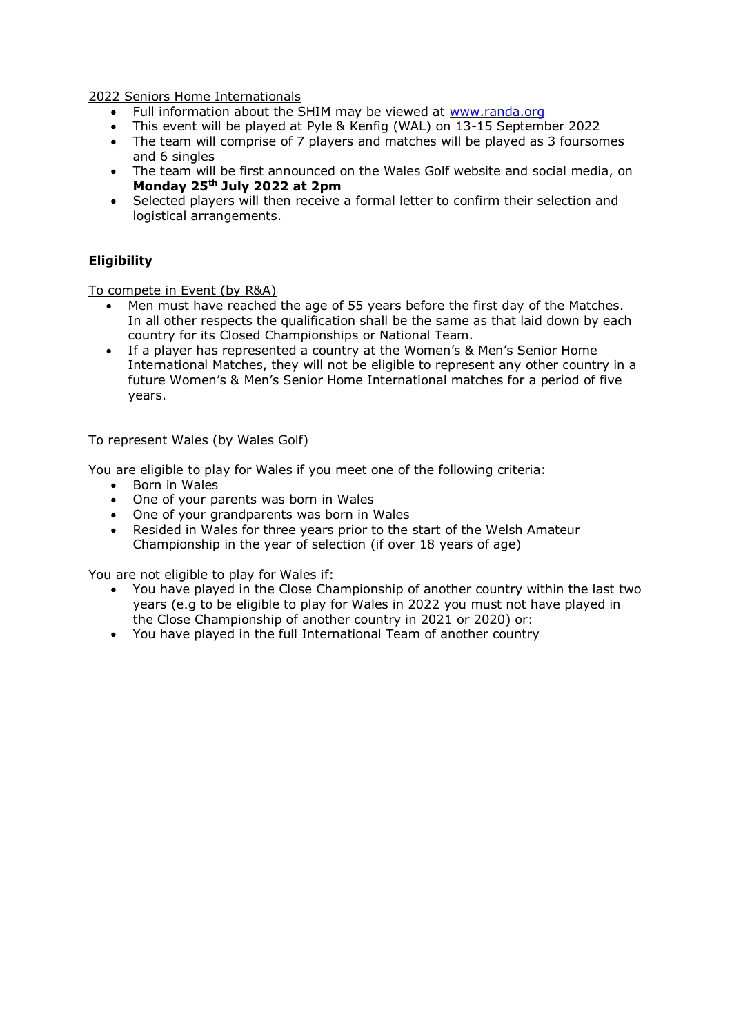2022 Seniors Home Internationals

- Full information about the SHIM may be viewed at [www.randa.org](http://www.randa.org)
- This event will be played at Pyle & Kenfig (WAL) on 13-15 September 2022
- The team will comprise of 7 players and matches will be played as 3 foursomes and 6 singles
- The team will be first announced on the Wales Golf website and social media, on **Monday 25th July 2022 at 2pm**
- Selected players will then receive a formal letter to confirm their selection and logistical arrangements.

**Eligibility**

To compete in Event (by R&A)

- Men must have reached the age of 55 years before the first day of the Matches. In all other respects the qualification shall be the same as that laid down by each country for its Closed Championships or National Team.
- If a player has represented a country at the Women's & Men's Senior Home International Matches, they will not be eligible to represent any other country in a future Women's & Men's Senior Home International matches for a period of five years.

To represent Wales (by Wales Golf)

You are eligible to play for Wales if you meet one of the following criteria:

- Born in Wales
- One of your parents was born in Wales
- One of your grandparents was born in Wales
- Resided in Wales for three years prior to the start of the Welsh Amateur Championship in the year of selection (if over 18 years of age)

You are not eligible to play for Wales if:

- You have played in the Close Championship of another country within the last two years (e.g to be eligible to play for Wales in 2022 you must not have played in the Close Championship of another country in 2021 or 2020) or:
- You have played in the full International Team of another country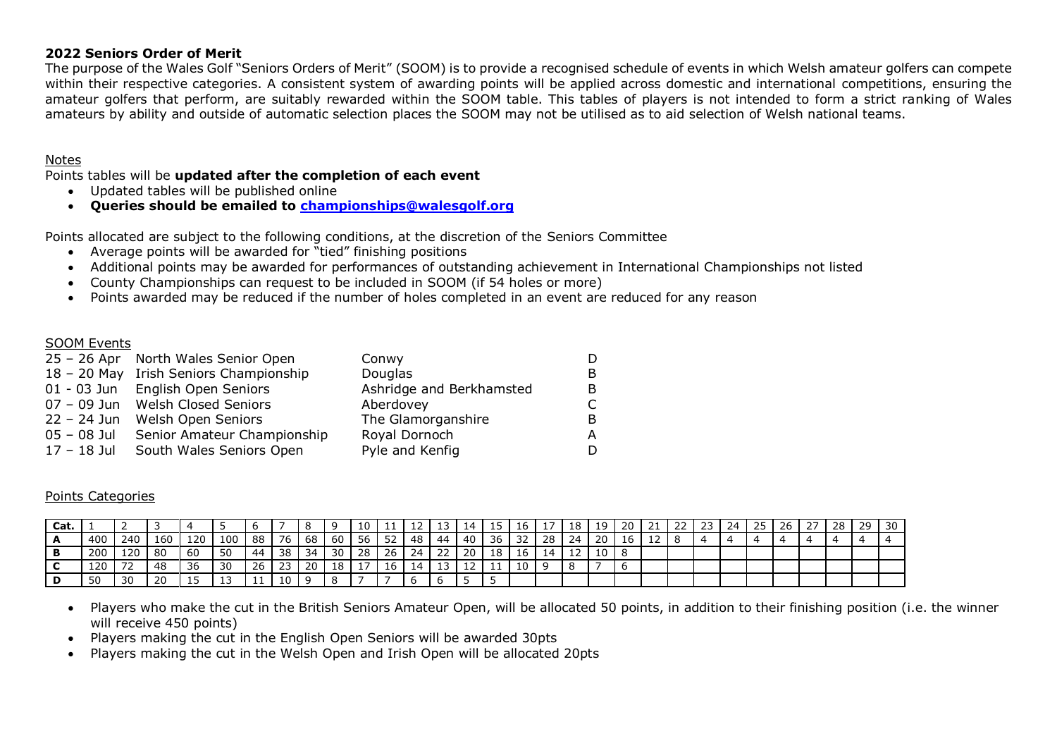**2022 Seniors Order of Merit**

The purpose of the Wales Golf "Seniors Orders of Merit" (SOOM) is to provide a recognised schedule of events in which Welsh amateur golfers can compete within their respective categories. A consistent system of awarding points will be applied across domestic and international competitions, ensuring the amateur golfers that perform, are suitably rewarded within the SOOM table. This tables of players is not intended to form a strict ranking of Wales amateurs by ability and outside of automatic selection places the SOOM may not be utilised as to aid selection of Welsh national teams.

Notes

Points tables will be **updated after the completion of each event**

- Updated tables will be published online
- **Queries should be emailed to championships@walesgolf.org**

Points allocated are subject to the following conditions, at the discretion of the Seniors Committee

- Average points will be awarded for "tied" finishing positions
- Additional points may be awarded for performances of outstanding achievement in International Championships not listed
- County Championships can request to be included in SOOM (if 54 holes or more)
- Points awarded may be reduced if the number of holes completed in an event are reduced for any reason

SOOM Events

| | | | |
|---|---|---|---|
| 25 – 26 Apr | North Wales Senior Open | Conwy | D |
| 18 – 20 May | Irish Seniors Championship | Douglas | B |
| 01 - 03 Jun | English Open Seniors | Ashridge and Berkhamsted | B |
| 07 – 09 Jun | Welsh Closed Seniors | Aberdovey | C |
| 22 – 24 Jun | Welsh Open Seniors | The Glamorganshire | B |
| 05 – 08 Jul | Senior Amateur Championship | Royal Dornoch | A |
| 17 – 18 Jul | South Wales Seniors Open | Pyle and Kenfig | D |

Points Categories

| Cat. | 1 | 2 | 3 | 4 | 5 | 6 | 7 | 8 | 9 | 10 | 11 | 12 | 13 | 14 | 15 | 16 | 17 | 18 | 19 | 20 | 21 | 22 | 23 | 24 | 25 | 26 | 27 | 28 | 29 | 30 |
|---|---|---|---|---|---|---|---|---|---|---|---|---|---|---|---|---|---|---|---|---|---|---|---|---|---|---|---|---|---|---|
| **A** | 400 | 240 | 160 | 120 | 100 | 88 | 76 | 68 | 60 | 56 | 52 | 48 | 44 | 40 | 36 | 32 | 28 | 24 | 20 | 16 | 12 | 8 | 4 | 4 | 4 | 4 | 4 | 4 | 4 | 4 |
| **B** | 200 | 120 | 80 | 60 | 50 | 44 | 38 | 34 | 30 | 28 | 26 | 24 | 22 | 20 | 18 | 16 | 14 | 12 | 10 | 8 | | | | | | | | | | |
| **C** | 120 | 72 | 48 | 36 | 30 | 26 | 23 | 20 | 18 | 17 | 16 | 14 | 13 | 12 | 11 | 10 | 9 | 8 | 7 | 6 | | | | | | | | | | |
| **D** | 50 | 30 | 20 | 15 | 13 | 11 | 10 | 9 | 8 | 7 | 7 | 6 | 6 | 5 | 5 | | | | | | | | | | | | | | | |

- Players who make the cut in the British Seniors Amateur Open, will be allocated 50 points, in addition to their finishing position (i.e. the winner will receive 450 points)
- Players making the cut in the English Open Seniors will be awarded 30pts
- Players making the cut in the Welsh Open and Irish Open will be allocated 20pts